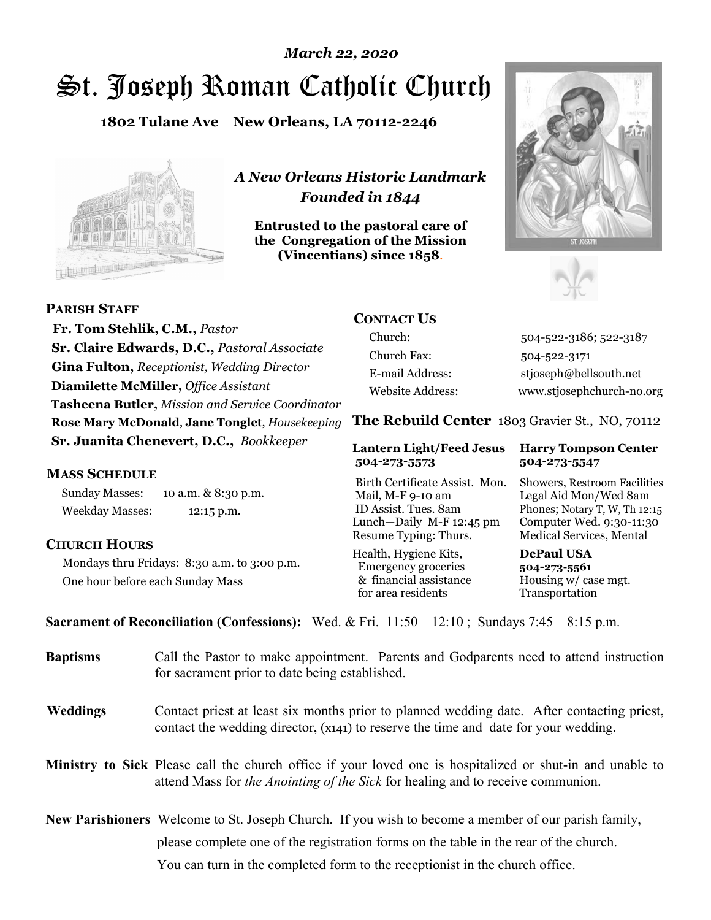*March 22, 2020*

# St. Joseph Roman Catholic Church

**1802 Tulane Ave New Orleans, LA 70112-2246**

*A New Orleans Historic Landmark*
*Founded in 1844*

**Entrusted to the pastoral care of the Congregation of the Mission (Vincentians) since 1858.**

## PARISH STAFF

**Fr. Tom Stehlik, C.M.,** *Pastor*
**Sr. Claire Edwards, D.C.,** *Pastoral Associate*
**Gina Fulton,** *Receptionist, Wedding Director*
**Diamilette McMiller,** *Office Assistant*
**Tasheena Butler,** *Mission and Service Coordinator*
**Rose Mary McDonald**, **Jane Tonglet**, *Housekeeping*
**Sr. Juanita Chenevert, D.C.,** *Bookkeeper*

## MASS SCHEDULE

Sunday Masses: 10 a.m. & 8:30 p.m.
Weekday Masses: 12:15 p.m.

## CHURCH HOURS

Mondays thru Fridays: 8:30 a.m. to 3:00 p.m.
One hour before each Sunday Mass

## CONTACT US

| | |
|---|---|
| Church: | 504-522-3186; 522-3187 |
| Church Fax: | 504-522-3171 |
| E-mail Address: | stjoseph@bellsouth.net |
| Website Address: | www.stjosephchurch-no.org |

## The Rebuild Center 1803 Gravier St., NO, 70112

**Lantern Light/Feed Jesus 504-273-5573**

Birth Certificate Assist. Mon.
Mail, M-F 9-10 am
ID Assist. Tues. 8am
Lunch—Daily M-F 12:45 pm
Resume Typing: Thurs.
Health, Hygiene Kits, Emergency groceries & financial assistance for area residents

**Harry Tompson Center 504-273-5547**

Showers, Restroom Facilities
Legal Aid Mon/Wed 8am
Phones; Notary T, W, Th 12:15
Computer Wed. 9:30-11:30
Medical Services, Mental

**DePaul USA 504-273-5561**

Housing w/ case mgt.
Transportation

**Sacrament of Reconciliation (Confessions):** Wed. & Fri. 11:50—12:10 ; Sundays 7:45—8:15 p.m.

**Baptisms** Call the Pastor to make appointment. Parents and Godparents need to attend instruction for sacrament prior to date being established.

**Weddings** Contact priest at least six months prior to planned wedding date. After contacting priest, contact the wedding director, (x141) to reserve the time and date for your wedding.

**Ministry to Sick** Please call the church office if your loved one is hospitalized or shut-in and unable to attend Mass for *the Anointing of the Sick* for healing and to receive communion.

**New Parishioners** Welcome to St. Joseph Church. If you wish to become a member of our parish family, please complete one of the registration forms on the table in the rear of the church. You can turn in the completed form to the receptionist in the church office.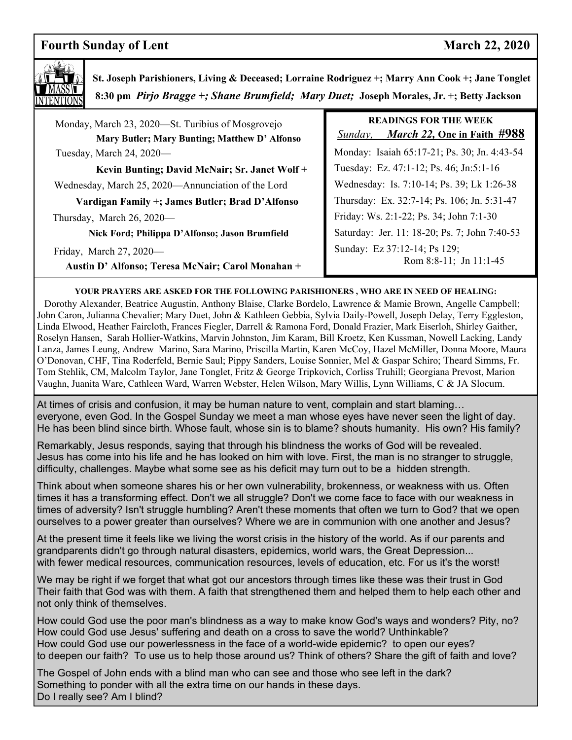## Fourth Sunday of Lent — March 22, 2020

**MASS INTENTIONS**

**St. Joseph Parishioners, Living & Deceased; Lorraine Rodriguez +; Marry Ann Cook +; Jane Tonglet**

**8:30 pm** ***Pirjo Bragge +; Shane Brumfield; Mary Duet;*** **Joseph Morales, Jr. +; Betty Jackson**

Monday, March 23, 2020—St. Turibius of Mosgrovejo
**Mary Butler; Mary Bunting; Matthew D' Alfonso**

Tuesday, March 24, 2020—
**Kevin Bunting; David McNair; Sr. Janet Wolf +**

Wednesday, March 25, 2020—Annunciation of the Lord
**Vardigan Family +; James Butler; Brad D'Alfonso**

Thursday, March 26, 2020—
**Nick Ford; Philippa D'Alfonso; Jason Brumfield**

Friday, March 27, 2020—
**Austin D' Alfonso; Teresa McNair; Carol Monahan +**

**READINGS FOR THE WEEK**

*Sunday,* ***March 22,*** **One in Faith #988**

Monday: Isaiah 65:17-21; Ps. 30; Jn. 4:43-54
Tuesday: Ez. 47:1-12; Ps. 46; Jn:5:1-16
Wednesday: Is. 7:10-14; Ps. 39; Lk 1:26-38
Thursday: Ex. 32:7-14; Ps. 106; Jn. 5:31-47
Friday: Ws. 2:1-22; Ps. 34; John 7:1-30
Saturday: Jer. 11: 18-20; Ps. 7; John 7:40-53
Sunday: Ez 37:12-14; Ps 129; Rom 8:8-11; Jn 11:1-45

**YOUR PRAYERS ARE ASKED FOR THE FOLLOWING PARISHIONERS , WHO ARE IN NEED OF HEALING:**

Dorothy Alexander, Beatrice Augustin, Anthony Blaise, Clarke Bordelo, Lawrence & Mamie Brown, Angelle Campbell; John Caron, Julianna Chevalier; Mary Duet, John & Kathleen Gebbia, Sylvia Daily-Powell, Joseph Delay, Terry Eggleston, Linda Elwood, Heather Faircloth, Frances Fiegler, Darrell & Ramona Ford, Donald Frazier, Mark Eiserloh, Shirley Gaither, Roselyn Hansen, Sarah Hollier-Watkins, Marvin Johnston, Jim Karam, Bill Kroetz, Ken Kussman, Nowell Lacking, Landy Lanza, James Leung, Andrew Marino, Sara Marino, Priscilla Martin, Karen McCoy, Hazel McMiller, Donna Moore, Maura O'Donovan, CHF, Tina Roderfeld, Bernie Saul; Pippy Sanders, Louise Sonnier, Mel & Gaspar Schiro; Theard Simms, Fr. Tom Stehlik, CM, Malcolm Taylor, Jane Tonglet, Fritz & George Tripkovich, Corliss Truhill; Georgiana Prevost, Marion Vaughn, Juanita Ware, Cathleen Ward, Warren Webster, Helen Wilson, Mary Willis, Lynn Williams, C & JA Slocum.

At times of crisis and confusion, it may be human nature to vent, complain and start blaming… everyone, even God. In the Gospel Sunday we meet a man whose eyes have never seen the light of day. He has been blind since birth. Whose fault, whose sin is to blame? shouts humanity. His own? His family?

Remarkably, Jesus responds, saying that through his blindness the works of God will be revealed. Jesus has come into his life and he has looked on him with love. First, the man is no stranger to struggle, difficulty, challenges. Maybe what some see as his deficit may turn out to be a hidden strength.

Think about when someone shares his or her own vulnerability, brokenness, or weakness with us. Often times it has a transforming effect. Don't we all struggle? Don't we come face to face with our weakness in times of adversity? Isn't struggle humbling? Aren't these moments that often we turn to God? that we open ourselves to a power greater than ourselves? Where we are in communion with one another and Jesus?

At the present time it feels like we living the worst crisis in the history of the world. As if our parents and grandparents didn't go through natural disasters, epidemics, world wars, the Great Depression... with fewer medical resources, communication resources, levels of education, etc. For us it's the worst!

We may be right if we forget that what got our ancestors through times like these was their trust in God Their faith that God was with them. A faith that strengthened them and helped them to help each other and not only think of themselves.

How could God use the poor man's blindness as a way to make know God's ways and wonders? Pity, no? How could God use Jesus' suffering and death on a cross to save the world? Unthinkable? How could God use our powerlessness in the face of a world-wide epidemic? to open our eyes? to deepen our faith? To use us to help those around us? Think of others? Share the gift of faith and love?

The Gospel of John ends with a blind man who can see and those who see left in the dark? Something to ponder with all the extra time on our hands in these days. Do I really see? Am I blind?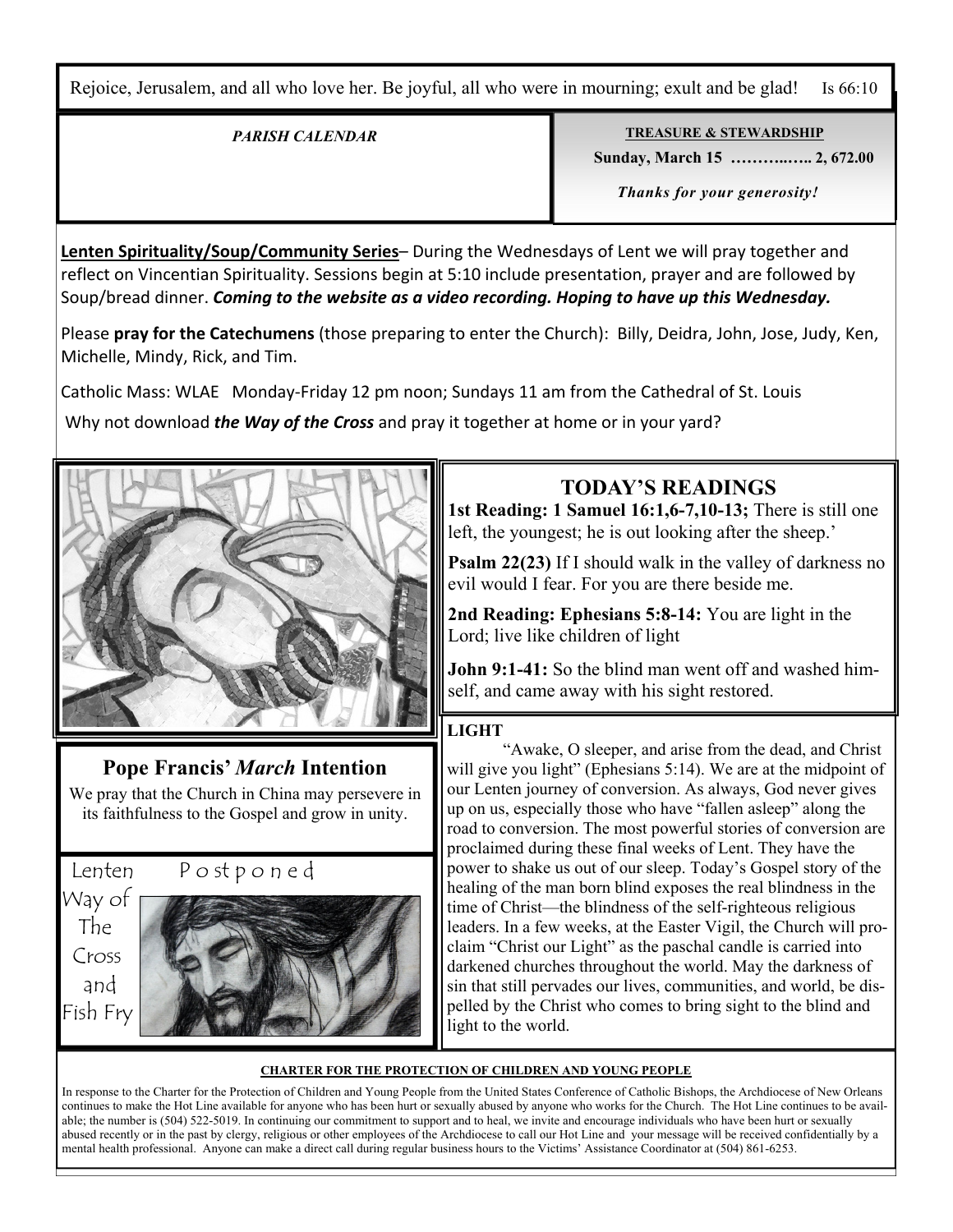Rejoice, Jerusalem, and all who love her. Be joyful, all who were in mourning; exult and be glad! Is 66:10

*PARISH CALENDAR*

**TREASURE & STEWARDSHIP**

**Sunday, March 15 ……….….. 2, 672.00**

***Thanks for your generosity!***

**Lenten Spirituality/Soup/Community Series**– During the Wednesdays of Lent we will pray together and reflect on Vincentian Spirituality. Sessions begin at 5:10 include presentation, prayer and are followed by Soup/bread dinner. ***Coming to the website as a video recording. Hoping to have up this Wednesday.***

Please **pray for the Catechumens** (those preparing to enter the Church): Billy, Deidra, John, Jose, Judy, Ken, Michelle, Mindy, Rick, and Tim.

Catholic Mass: WLAE Monday-Friday 12 pm noon; Sundays 11 am from the Cathedral of St. Louis

Why not download ***the Way of the Cross*** and pray it together at home or in your yard?

## TODAY'S READINGS

**1st Reading: 1 Samuel 16:1,6-7,10-13;** There is still one left, the youngest; he is out looking after the sheep.'

**Psalm 22(23)** If I should walk in the valley of darkness no evil would I fear. For you are there beside me.

**2nd Reading: Ephesians 5:8-14:** You are light in the Lord; live like children of light

**John 9:1-41:** So the blind man went off and washed himself, and came away with his sight restored.

## Pope Francis' *March* Intention

We pray that the Church in China may persevere in its faithfulness to the Gospel and grow in unity.

Lenten Way of The Cross and Fish Fry Postponed

**LIGHT**

"Awake, O sleeper, and arise from the dead, and Christ will give you light" (Ephesians 5:14). We are at the midpoint of our Lenten journey of conversion. As always, God never gives up on us, especially those who have "fallen asleep" along the road to conversion. The most powerful stories of conversion are proclaimed during these final weeks of Lent. They have the power to shake us out of our sleep. Today's Gospel story of the healing of the man born blind exposes the real blindness in the time of Christ—the blindness of the self-righteous religious leaders. In a few weeks, at the Easter Vigil, the Church will proclaim "Christ our Light" as the paschal candle is carried into darkened churches throughout the world. May the darkness of sin that still pervades our lives, communities, and world, be dispelled by the Christ who comes to bring sight to the blind and light to the world.

**CHARTER FOR THE PROTECTION OF CHILDREN AND YOUNG PEOPLE**

In response to the Charter for the Protection of Children and Young People from the United States Conference of Catholic Bishops, the Archdiocese of New Orleans continues to make the Hot Line available for anyone who has been hurt or sexually abused by anyone who works for the Church. The Hot Line continues to be available; the number is (504) 522-5019. In continuing our commitment to support and to heal, we invite and encourage individuals who have been hurt or sexually abused recently or in the past by clergy, religious or other employees of the Archdiocese to call our Hot Line and your message will be received confidentially by a mental health professional. Anyone can make a direct call during regular business hours to the Victims' Assistance Coordinator at (504) 861-6253.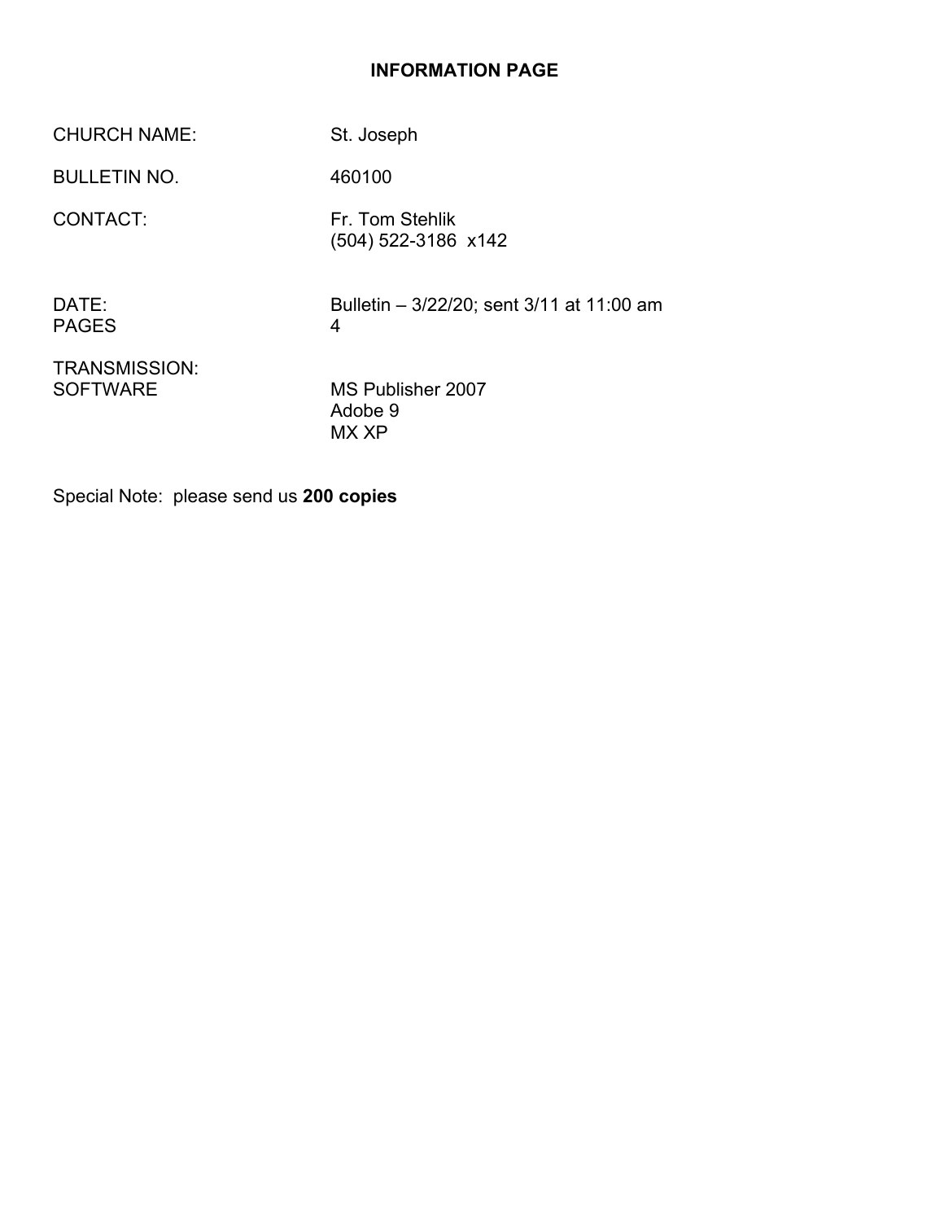# INFORMATION PAGE

| | |
|---|---|
| CHURCH NAME: | St. Joseph |
| BULLETIN NO. | 460100 |
| CONTACT: | Fr. Tom Stehlik<br>(504) 522-3186 x142 |
| DATE:<br>PAGES | Bulletin – 3/22/20; sent 3/11 at 11:00 am<br>4 |
| TRANSMISSION:<br>SOFTWARE | MS Publisher 2007<br>Adobe 9<br>MX XP |

Special Note: please send us **200 copies**